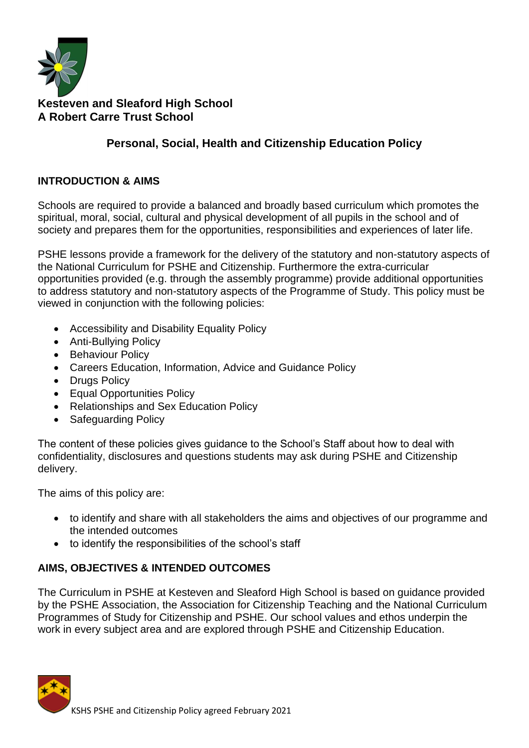**Kesteven and Sleaford High School**
**A Robert Carre Trust School**

# Personal, Social, Health and Citizenship Education Policy

## INTRODUCTION & AIMS

Schools are required to provide a balanced and broadly based curriculum which promotes the spiritual, moral, social, cultural and physical development of all pupils in the school and of society and prepares them for the opportunities, responsibilities and experiences of later life.

PSHE lessons provide a framework for the delivery of the statutory and non-statutory aspects of the National Curriculum for PSHE and Citizenship. Furthermore the extra-curricular opportunities provided (e.g. through the assembly programme) provide additional opportunities to address statutory and non-statutory aspects of the Programme of Study. This policy must be viewed in conjunction with the following policies:

- Accessibility and Disability Equality Policy
- Anti-Bullying Policy
- Behaviour Policy
- Careers Education, Information, Advice and Guidance Policy
- Drugs Policy
- Equal Opportunities Policy
- Relationships and Sex Education Policy
- Safeguarding Policy

The content of these policies gives guidance to the School's Staff about how to deal with confidentiality, disclosures and questions students may ask during PSHE and Citizenship delivery.

The aims of this policy are:

- to identify and share with all stakeholders the aims and objectives of our programme and the intended outcomes
- to identify the responsibilities of the school's staff

## AIMS, OBJECTIVES & INTENDED OUTCOMES

The Curriculum in PSHE at Kesteven and Sleaford High School is based on guidance provided by the PSHE Association, the Association for Citizenship Teaching and the National Curriculum Programmes of Study for Citizenship and PSHE. Our school values and ethos underpin the work in every subject area and are explored through PSHE and Citizenship Education.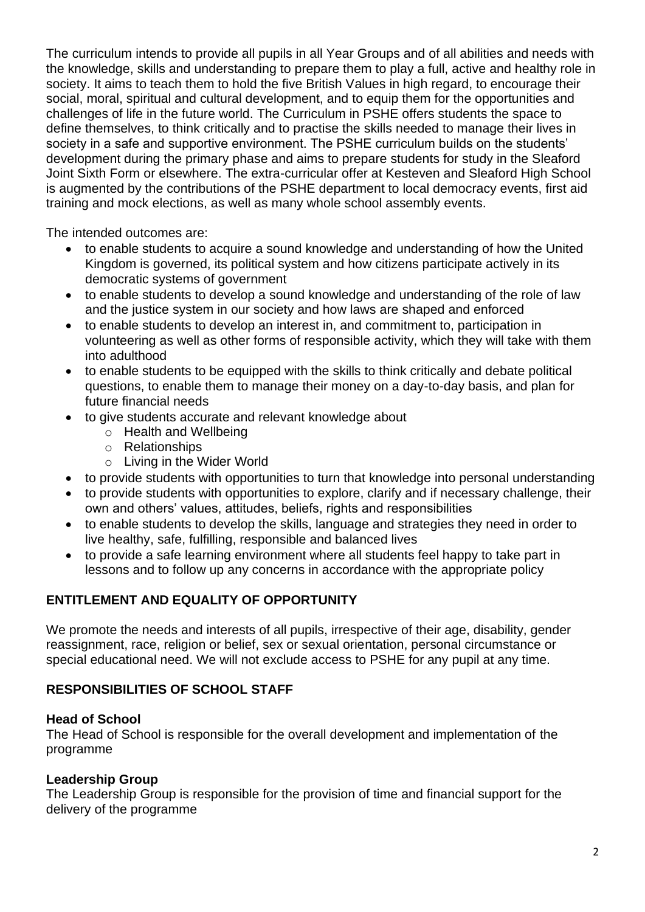The curriculum intends to provide all pupils in all Year Groups and of all abilities and needs with the knowledge, skills and understanding to prepare them to play a full, active and healthy role in society. It aims to teach them to hold the five British Values in high regard, to encourage their social, moral, spiritual and cultural development, and to equip them for the opportunities and challenges of life in the future world. The Curriculum in PSHE offers students the space to define themselves, to think critically and to practise the skills needed to manage their lives in society in a safe and supportive environment. The PSHE curriculum builds on the students' development during the primary phase and aims to prepare students for study in the Sleaford Joint Sixth Form or elsewhere. The extra-curricular offer at Kesteven and Sleaford High School is augmented by the contributions of the PSHE department to local democracy events, first aid training and mock elections, as well as many whole school assembly events.

The intended outcomes are:

- to enable students to acquire a sound knowledge and understanding of how the United Kingdom is governed, its political system and how citizens participate actively in its democratic systems of government
- to enable students to develop a sound knowledge and understanding of the role of law and the justice system in our society and how laws are shaped and enforced
- to enable students to develop an interest in, and commitment to, participation in volunteering as well as other forms of responsible activity, which they will take with them into adulthood
- to enable students to be equipped with the skills to think critically and debate political questions, to enable them to manage their money on a day-to-day basis, and plan for future financial needs
- to give students accurate and relevant knowledge about
    - Health and Wellbeing
    - Relationships
    - Living in the Wider World
- to provide students with opportunities to turn that knowledge into personal understanding
- to provide students with opportunities to explore, clarify and if necessary challenge, their own and others' values, attitudes, beliefs, rights and responsibilities
- to enable students to develop the skills, language and strategies they need in order to live healthy, safe, fulfilling, responsible and balanced lives
- to provide a safe learning environment where all students feel happy to take part in lessons and to follow up any concerns in accordance with the appropriate policy

## ENTITLEMENT AND EQUALITY OF OPPORTUNITY

We promote the needs and interests of all pupils, irrespective of their age, disability, gender reassignment, race, religion or belief, sex or sexual orientation, personal circumstance or special educational need. We will not exclude access to PSHE for any pupil at any time.

## RESPONSIBILITIES OF SCHOOL STAFF

### Head of School

The Head of School is responsible for the overall development and implementation of the programme

### Leadership Group

The Leadership Group is responsible for the provision of time and financial support for the delivery of the programme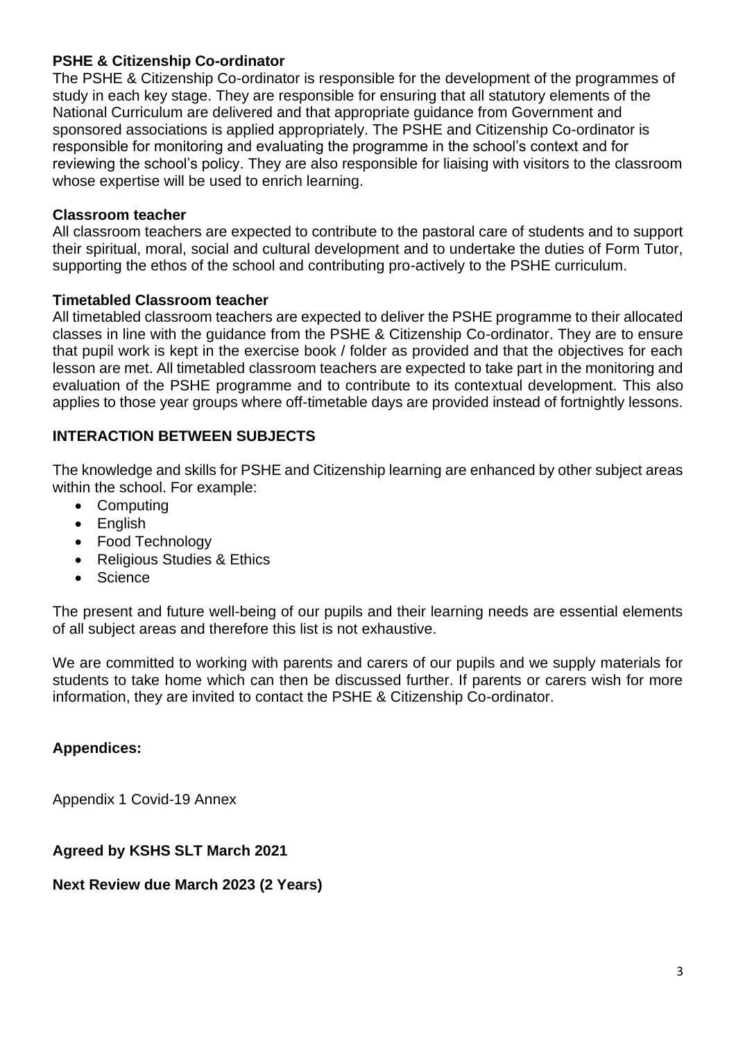**PSHE & Citizenship Co-ordinator**

The PSHE & Citizenship Co-ordinator is responsible for the development of the programmes of study in each key stage. They are responsible for ensuring that all statutory elements of the National Curriculum are delivered and that appropriate guidance from Government and sponsored associations is applied appropriately. The PSHE and Citizenship Co-ordinator is responsible for monitoring and evaluating the programme in the school's context and for reviewing the school's policy. They are also responsible for liaising with visitors to the classroom whose expertise will be used to enrich learning.

**Classroom teacher**

All classroom teachers are expected to contribute to the pastoral care of students and to support their spiritual, moral, social and cultural development and to undertake the duties of Form Tutor, supporting the ethos of the school and contributing pro-actively to the PSHE curriculum.

**Timetabled Classroom teacher**

All timetabled classroom teachers are expected to deliver the PSHE programme to their allocated classes in line with the guidance from the PSHE & Citizenship Co-ordinator. They are to ensure that pupil work is kept in the exercise book / folder as provided and that the objectives for each lesson are met. All timetabled classroom teachers are expected to take part in the monitoring and evaluation of the PSHE programme and to contribute to its contextual development. This also applies to those year groups where off-timetable days are provided instead of fortnightly lessons.

## INTERACTION BETWEEN SUBJECTS

The knowledge and skills for PSHE and Citizenship learning are enhanced by other subject areas within the school. For example:

- Computing
- English
- Food Technology
- Religious Studies & Ethics
- Science

The present and future well-being of our pupils and their learning needs are essential elements of all subject areas and therefore this list is not exhaustive.

We are committed to working with parents and carers of our pupils and we supply materials for students to take home which can then be discussed further. If parents or carers wish for more information, they are invited to contact the PSHE & Citizenship Co-ordinator.

**Appendices:**

Appendix 1 Covid-19 Annex

**Agreed by KSHS SLT March 2021**

**Next Review due March 2023 (2 Years)**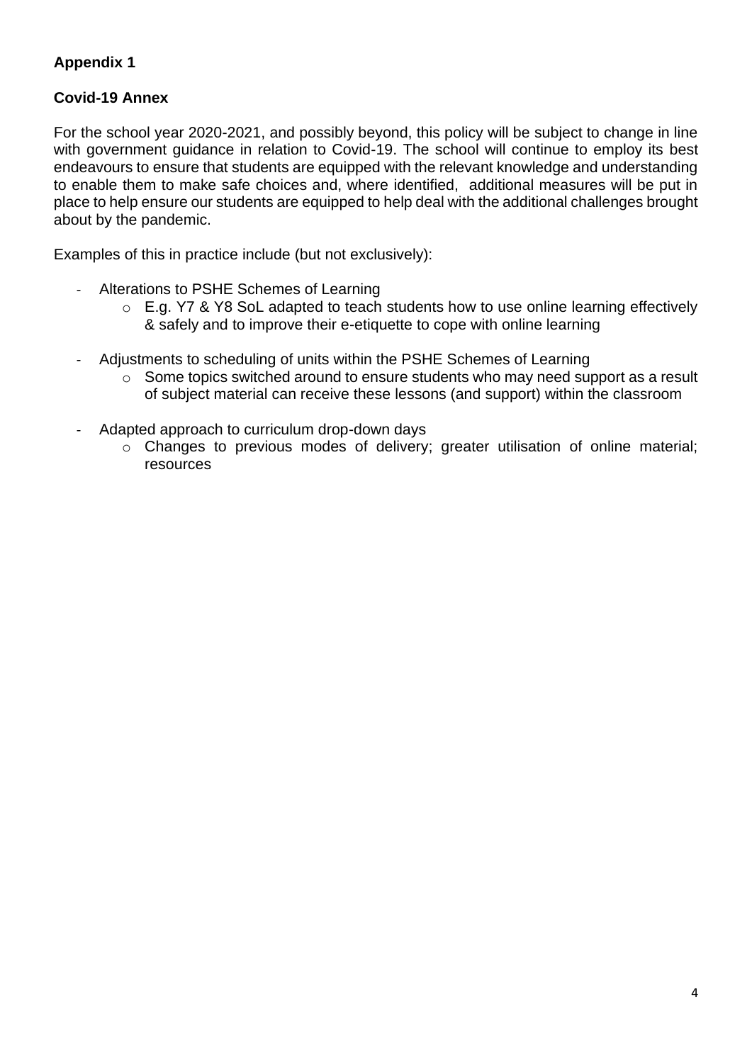## Appendix 1

## Covid-19 Annex

For the school year 2020-2021, and possibly beyond, this policy will be subject to change in line with government guidance in relation to Covid-19. The school will continue to employ its best endeavours to ensure that students are equipped with the relevant knowledge and understanding to enable them to make safe choices and, where identified, additional measures will be put in place to help ensure our students are equipped to help deal with the additional challenges brought about by the pandemic.

Examples of this in practice include (but not exclusively):

- Alterations to PSHE Schemes of Learning
  - E.g. Y7 & Y8 SoL adapted to teach students how to use online learning effectively & safely and to improve their e-etiquette to cope with online learning
- Adjustments to scheduling of units within the PSHE Schemes of Learning
  - Some topics switched around to ensure students who may need support as a result of subject material can receive these lessons (and support) within the classroom
- Adapted approach to curriculum drop-down days
  - Changes to previous modes of delivery; greater utilisation of online material; resources